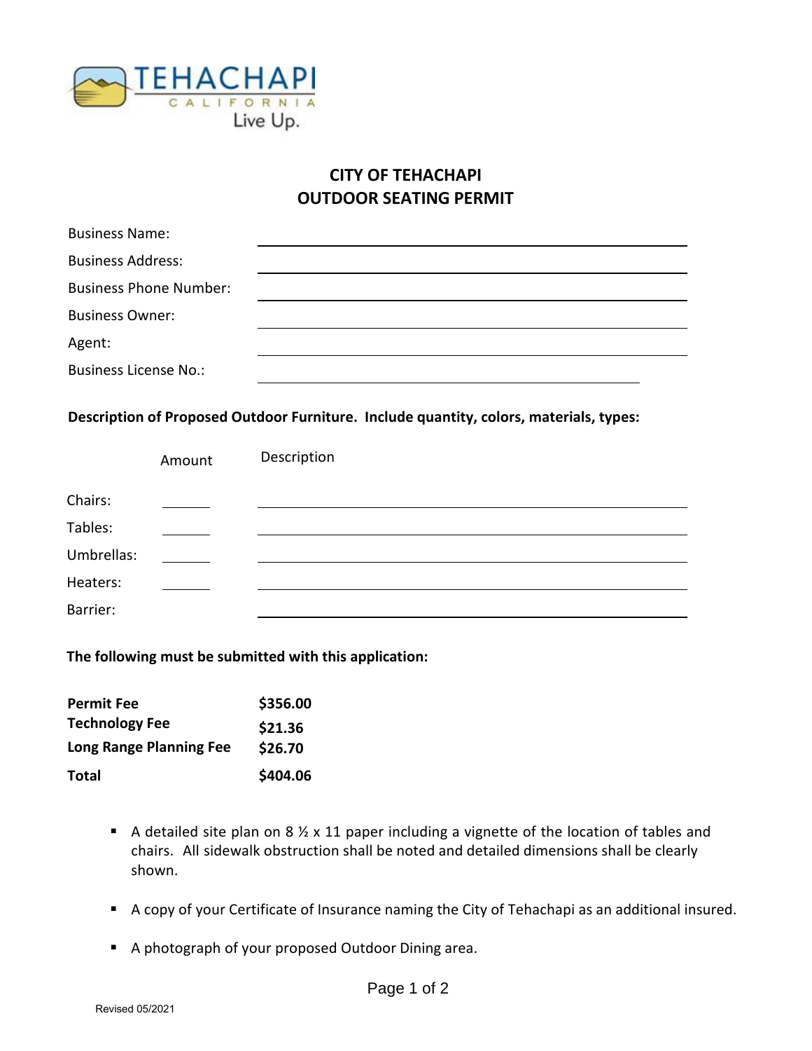TEHACHAPI
CALIFORNIA
Live Up.

# CITY OF TEHACHAPI
# OUTDOOR SEATING PERMIT

Business Name: ______________________________

Business Address: ______________________________

Business Phone Number: ______________________________

Business Owner: ______________________________

Agent: ______________________________

Business License No.: ______________________________

**Description of Proposed Outdoor Furniture. Include quantity, colors, materials, types:**

| | Amount | Description |
|---|---|---|
| Chairs: | ______ | ______________________________ |
| Tables: | ______ | ______________________________ |
| Umbrellas: | ______ | ______________________________ |
| Heaters: | ______ | ______________________________ |
| Barrier: | | ______________________________ |

**The following must be submitted with this application:**

| | |
|---|---|
| **Permit Fee** | **$356.00** |
| **Technology Fee** | **$21.36** |
| **Long Range Planning Fee** | **$26.70** |
| **Total** | **$404.06** |

- A detailed site plan on 8 ½ x 11 paper including a vignette of the location of tables and chairs. All sidewalk obstruction shall be noted and detailed dimensions shall be clearly shown.
- A copy of your Certificate of Insurance naming the City of Tehachapi as an additional insured.
- A photograph of your proposed Outdoor Dining area.

Revised 05/2021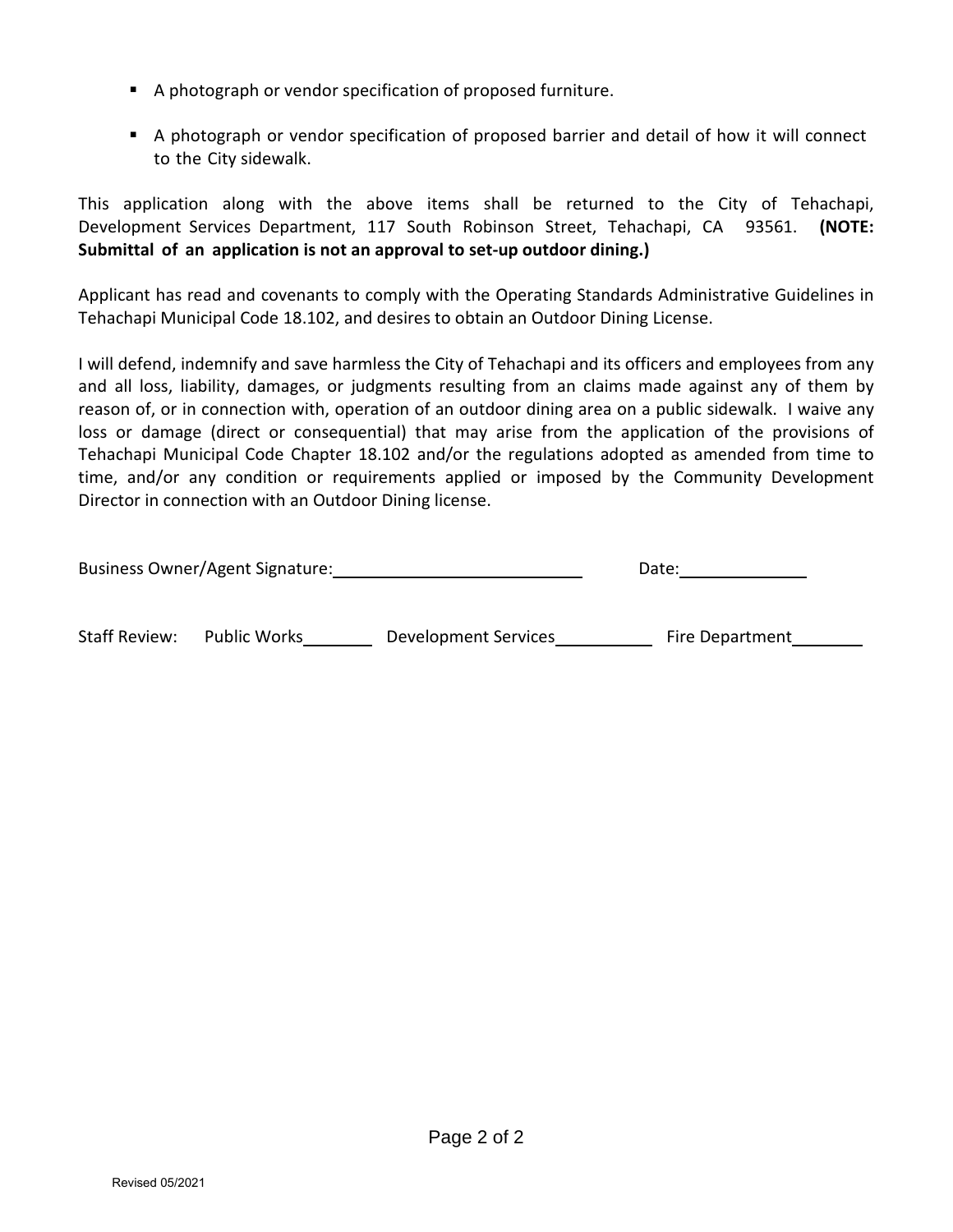- A photograph or vendor specification of proposed furniture.
- A photograph or vendor specification of proposed barrier and detail of how it will connect to the City sidewalk.

This application along with the above items shall be returned to the City of Tehachapi, Development Services Department, 117 South Robinson Street, Tehachapi, CA 93561. **(NOTE: Submittal of an application is not an approval to set-up outdoor dining.)**

Applicant has read and covenants to comply with the Operating Standards Administrative Guidelines in Tehachapi Municipal Code 18.102, and desires to obtain an Outdoor Dining License.

I will defend, indemnify and save harmless the City of Tehachapi and its officers and employees from any and all loss, liability, damages, or judgments resulting from an claims made against any of them by reason of, or in connection with, operation of an outdoor dining area on a public sidewalk. I waive any loss or damage (direct or consequential) that may arise from the application of the provisions of Tehachapi Municipal Code Chapter 18.102 and/or the regulations adopted as amended from time to time, and/or any condition or requirements applied or imposed by the Community Development Director in connection with an Outdoor Dining license.

Business Owner/Agent Signature:____________________________ Date:______________

Staff Review: Public Works________ Development Services__________ Fire Department________

Revised 05/2021